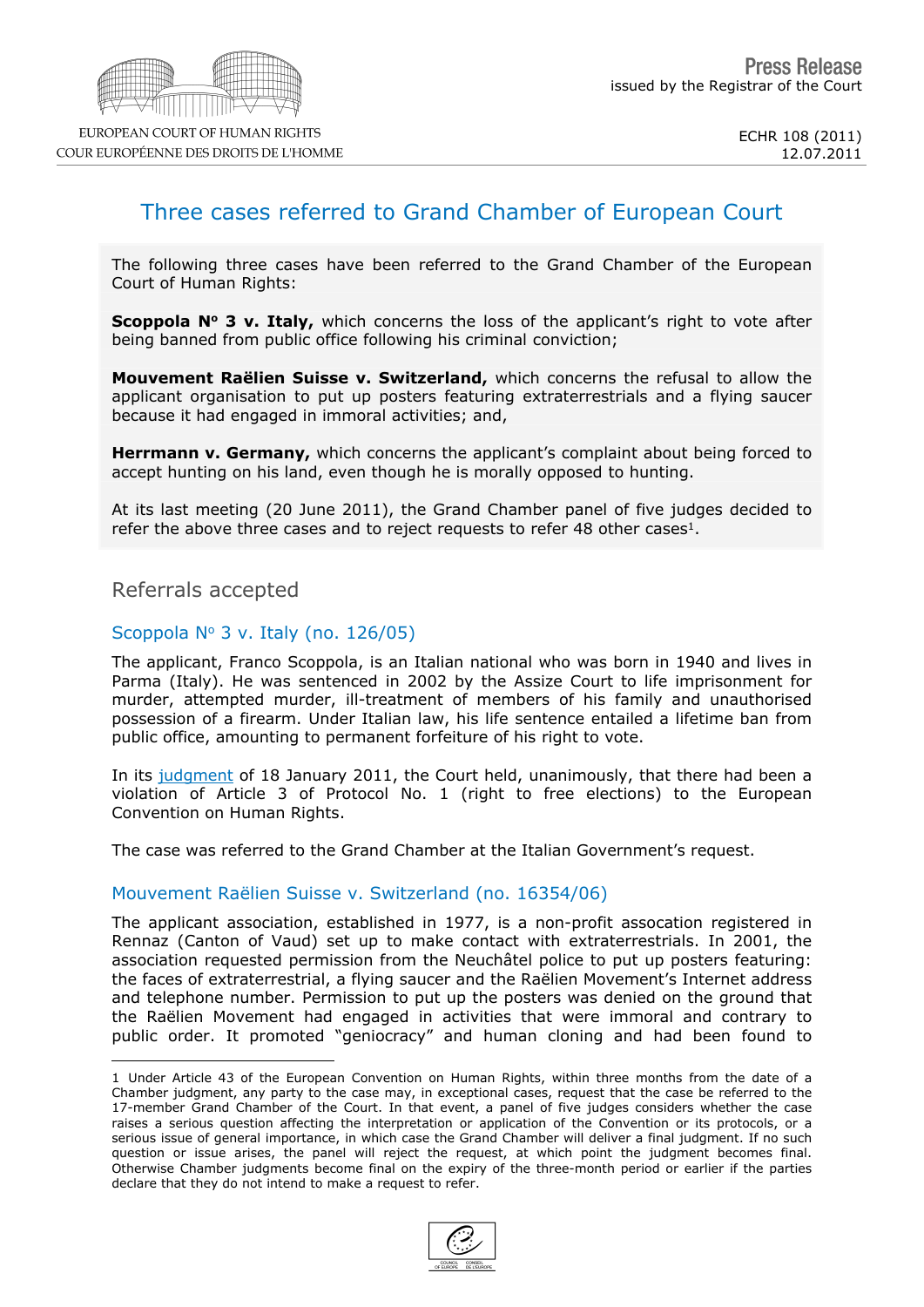EUROPEAN COURT OF HUMAN RIGHTS
COUR EUROPÉENNE DES DROITS DE L'HOMME

**Press Release**
issued by the Registrar of the Court

ECHR 108 (2011)
12.07.2011

# Three cases referred to Grand Chamber of European Court

The following three cases have been referred to the Grand Chamber of the European Court of Human Rights:

**Scoppola N° 3 v. Italy,** which concerns the loss of the applicant's right to vote after being banned from public office following his criminal conviction;

**Mouvement Raëlien Suisse v. Switzerland,** which concerns the refusal to allow the applicant organisation to put up posters featuring extraterrestrials and a flying saucer because it had engaged in immoral activities; and,

**Herrmann v. Germany,** which concerns the applicant's complaint about being forced to accept hunting on his land, even though he is morally opposed to hunting.

At its last meeting (20 June 2011), the Grand Chamber panel of five judges decided to refer the above three cases and to reject requests to refer 48 other cases[1].

## Referrals accepted

### Scoppola N° 3 v. Italy (no. 126/05)

The applicant, Franco Scoppola, is an Italian national who was born in 1940 and lives in Parma (Italy). He was sentenced in 2002 by the Assize Court to life imprisonment for murder, attempted murder, ill-treatment of members of his family and unauthorised possession of a firearm. Under Italian law, his life sentence entailed a lifetime ban from public office, amounting to permanent forfeiture of his right to vote.

In its judgment of 18 January 2011, the Court held, unanimously, that there had been a violation of Article 3 of Protocol No. 1 (right to free elections) to the European Convention on Human Rights.

The case was referred to the Grand Chamber at the Italian Government's request.

### Mouvement Raëlien Suisse v. Switzerland (no. 16354/06)

The applicant association, established in 1977, is a non-profit assocation registered in Rennaz (Canton of Vaud) set up to make contact with extraterrestrials. In 2001, the association requested permission from the Neuchâtel police to put up posters featuring: the faces of extraterrestrial, a flying saucer and the Raëlien Movement's Internet address and telephone number. Permission to put up the posters was denied on the ground that the Raëlien Movement had engaged in activities that were immoral and contrary to public order. It promoted "geniocracy" and human cloning and had been found to

1 Under Article 43 of the European Convention on Human Rights, within three months from the date of a Chamber judgment, any party to the case may, in exceptional cases, request that the case be referred to the 17-member Grand Chamber of the Court. In that event, a panel of five judges considers whether the case raises a serious question affecting the interpretation or application of the Convention or its protocols, or a serious issue of general importance, in which case the Grand Chamber will deliver a final judgment. If no such question or issue arises, the panel will reject the request, at which point the judgment becomes final. Otherwise Chamber judgments become final on the expiry of the three-month period or earlier if the parties declare that they do not intend to make a request to refer.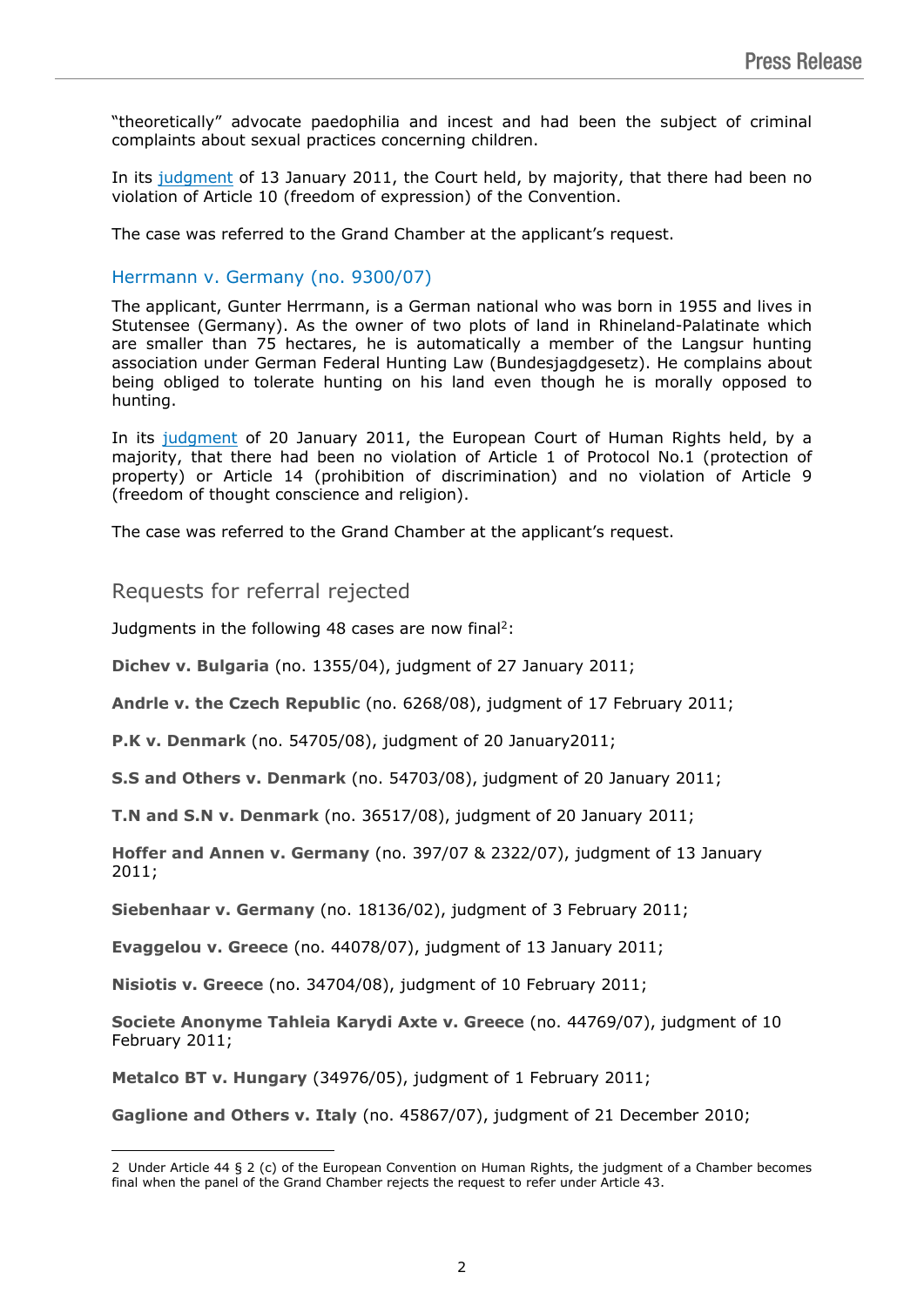"theoretically" advocate paedophilia and incest and had been the subject of criminal complaints about sexual practices concerning children.

In its judgment of 13 January 2011, the Court held, by majority, that there had been no violation of Article 10 (freedom of expression) of the Convention.

The case was referred to the Grand Chamber at the applicant's request.

### Herrmann v. Germany (no. 9300/07)

The applicant, Gunter Herrmann, is a German national who was born in 1955 and lives in Stutensee (Germany). As the owner of two plots of land in Rhineland-Palatinate which are smaller than 75 hectares, he is automatically a member of the Langsur hunting association under German Federal Hunting Law (Bundesjagdgesetz). He complains about being obliged to tolerate hunting on his land even though he is morally opposed to hunting.

In its judgment of 20 January 2011, the European Court of Human Rights held, by a majority, that there had been no violation of Article 1 of Protocol No.1 (protection of property) or Article 14 (prohibition of discrimination) and no violation of Article 9 (freedom of thought conscience and religion).

The case was referred to the Grand Chamber at the applicant's request.

## Requests for referral rejected

Judgments in the following 48 cases are now final[2]:

**Dichev v. Bulgaria** (no. 1355/04), judgment of 27 January 2011;

**Andrle v. the Czech Republic** (no. 6268/08), judgment of 17 February 2011;

**P.K v. Denmark** (no. 54705/08), judgment of 20 January2011;

**S.S and Others v. Denmark** (no. 54703/08), judgment of 20 January 2011;

**T.N and S.N v. Denmark** (no. 36517/08), judgment of 20 January 2011;

**Hoffer and Annen v. Germany** (no. 397/07 & 2322/07), judgment of 13 January 2011;

**Siebenhaar v. Germany** (no. 18136/02), judgment of 3 February 2011;

**Evaggelou v. Greece** (no. 44078/07), judgment of 13 January 2011;

**Nisiotis v. Greece** (no. 34704/08), judgment of 10 February 2011;

**Societe Anonyme Tahleia Karydi Axte v. Greece** (no. 44769/07), judgment of 10 February 2011;

**Metalco BT v. Hungary** (34976/05), judgment of 1 February 2011;

**Gaglione and Others v. Italy** (no. 45867/07), judgment of 21 December 2010;

[2] Under Article 44 § 2 (c) of the European Convention on Human Rights, the judgment of a Chamber becomes final when the panel of the Grand Chamber rejects the request to refer under Article 43.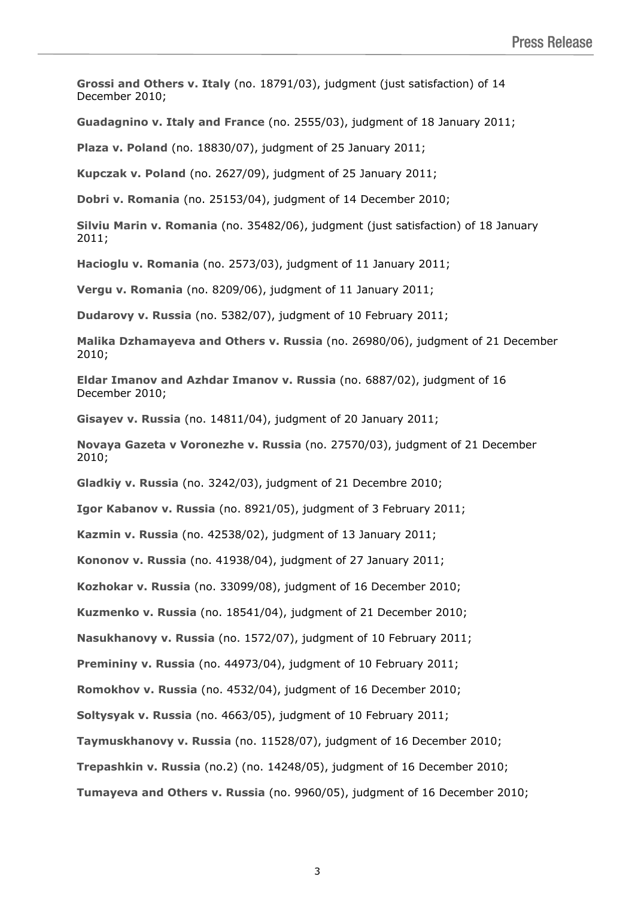**Grossi and Others v. Italy** (no. 18791/03), judgment (just satisfaction) of 14 December 2010;

**Guadagnino v. Italy and France** (no. 2555/03), judgment of 18 January 2011;

**Plaza v. Poland** (no. 18830/07), judgment of 25 January 2011;

**Kupczak v. Poland** (no. 2627/09), judgment of 25 January 2011;

**Dobri v. Romania** (no. 25153/04), judgment of 14 December 2010;

**Silviu Marin v. Romania** (no. 35482/06), judgment (just satisfaction) of 18 January 2011;

**Hacioglu v. Romania** (no. 2573/03), judgment of 11 January 2011;

**Vergu v. Romania** (no. 8209/06), judgment of 11 January 2011;

**Dudarovy v. Russia** (no. 5382/07), judgment of 10 February 2011;

**Malika Dzhamayeva and Others v. Russia** (no. 26980/06), judgment of 21 December 2010;

**Eldar Imanov and Azhdar Imanov v. Russia** (no. 6887/02), judgment of 16 December 2010;

**Gisayev v. Russia** (no. 14811/04), judgment of 20 January 2011;

**Novaya Gazeta v Voronezhe v. Russia** (no. 27570/03), judgment of 21 December 2010;

**Gladkiy v. Russia** (no. 3242/03), judgment of 21 Decembre 2010;

**Igor Kabanov v. Russia** (no. 8921/05), judgment of 3 February 2011;

**Kazmin v. Russia** (no. 42538/02), judgment of 13 January 2011;

**Kononov v. Russia** (no. 41938/04), judgment of 27 January 2011;

**Kozhokar v. Russia** (no. 33099/08), judgment of 16 December 2010;

**Kuzmenko v. Russia** (no. 18541/04), judgment of 21 December 2010;

**Nasukhanovy v. Russia** (no. 1572/07), judgment of 10 February 2011;

**Premininy v. Russia** (no. 44973/04), judgment of 10 February 2011;

**Romokhov v. Russia** (no. 4532/04), judgment of 16 December 2010;

**Soltysyak v. Russia** (no. 4663/05), judgment of 10 February 2011;

**Taymuskhanovy v. Russia** (no. 11528/07), judgment of 16 December 2010;

**Trepashkin v. Russia** (no.2) (no. 14248/05), judgment of 16 December 2010;

**Tumayeva and Others v. Russia** (no. 9960/05), judgment of 16 December 2010;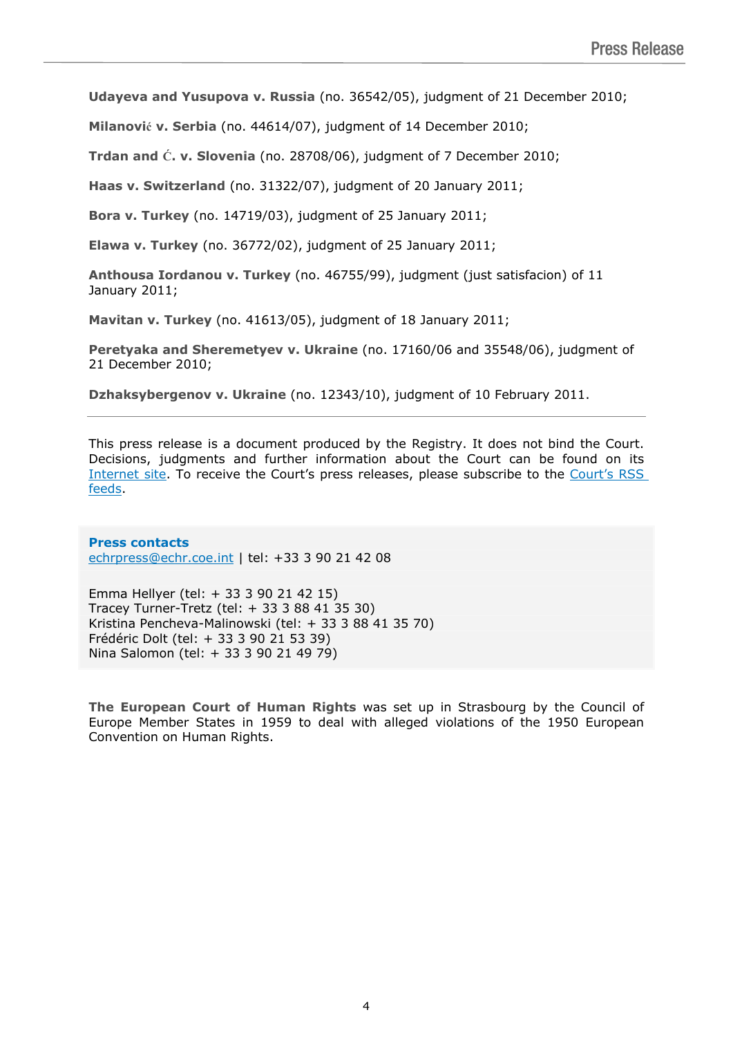**Udayeva and Yusupova v. Russia** (no. 36542/05), judgment of 21 December 2010;

**Milanović v. Serbia** (no. 44614/07), judgment of 14 December 2010;

**Trdan and Ć. v. Slovenia** (no. 28708/06), judgment of 7 December 2010;

**Haas v. Switzerland** (no. 31322/07), judgment of 20 January 2011;

**Bora v. Turkey** (no. 14719/03), judgment of 25 January 2011;

**Elawa v. Turkey** (no. 36772/02), judgment of 25 January 2011;

**Anthousa Iordanou v. Turkey** (no. 46755/99), judgment (just satisfacion) of 11 January 2011;

**Mavitan v. Turkey** (no. 41613/05), judgment of 18 January 2011;

**Peretyaka and Sheremetyev v. Ukraine** (no. 17160/06 and 35548/06), judgment of 21 December 2010;

**Dzhaksybergenov v. Ukraine** (no. 12343/10), judgment of 10 February 2011.

---

This press release is a document produced by the Registry. It does not bind the Court. Decisions, judgments and further information about the Court can be found on its Internet site. To receive the Court's press releases, please subscribe to the Court's RSS feeds.

**Press contacts**
echrpress@echr.coe.int | tel: +33 3 90 21 42 08

Emma Hellyer (tel: + 33 3 90 21 42 15)
Tracey Turner-Tretz (tel: + 33 3 88 41 35 30)
Kristina Pencheva-Malinowski (tel: + 33 3 88 41 35 70)
Frédéric Dolt (tel: + 33 3 90 21 53 39)
Nina Salomon (tel: + 33 3 90 21 49 79)

**The European Court of Human Rights** was set up in Strasbourg by the Council of Europe Member States in 1959 to deal with alleged violations of the 1950 European Convention on Human Rights.